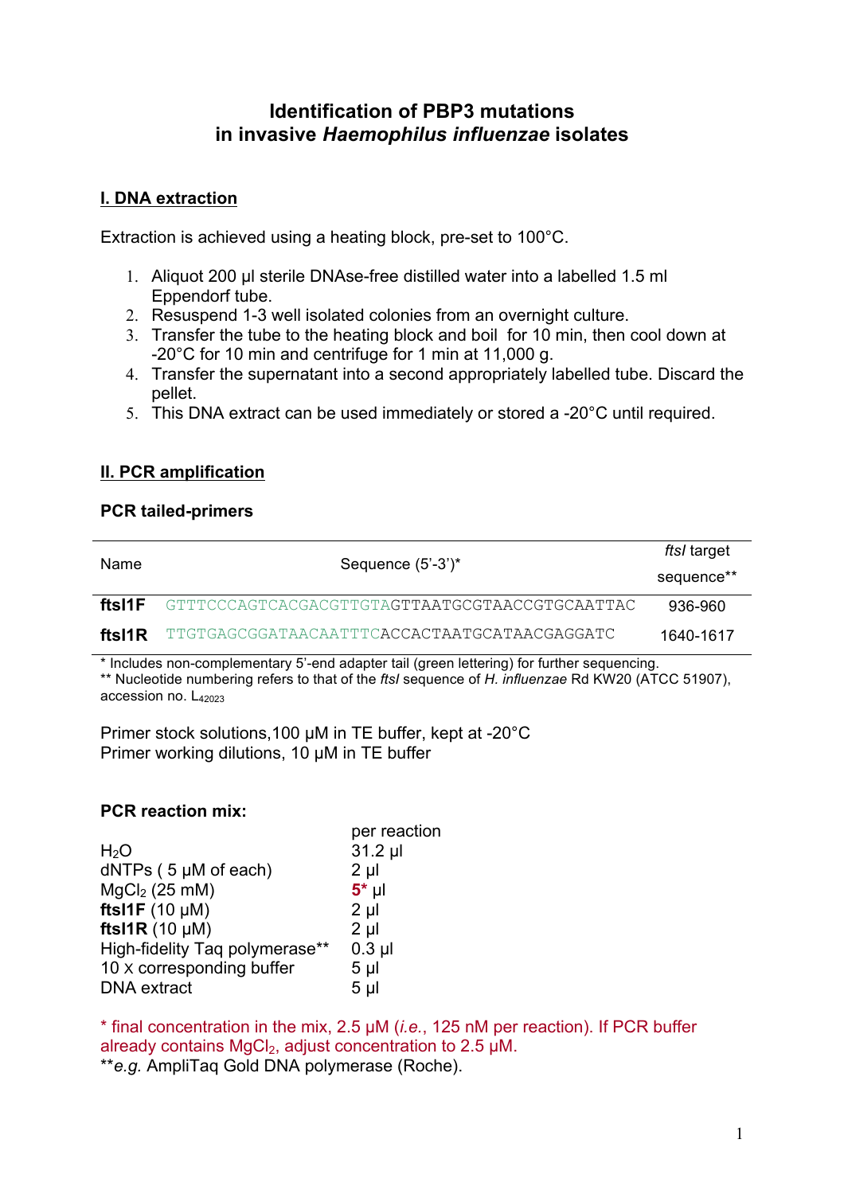# Identification of PBP3 mutations in invasive *Haemophilus influenzae* isolates

## I. DNA extraction

Extraction is achieved using a heating block, pre-set to 100°C.

1. Aliquot 200 µl sterile DNAse-free distilled water into a labelled 1.5 ml Eppendorf tube.
2. Resuspend 1-3 well isolated colonies from an overnight culture.
3. Transfer the tube to the heating block and boil for 10 min, then cool down at -20°C for 10 min and centrifuge for 1 min at 11,000 g.
4. Transfer the supernatant into a second appropriately labelled tube. Discard the pellet.
5. This DNA extract can be used immediately or stored a -20°C until required.

## II. PCR amplification

### PCR tailed-primers

| Name | Sequence (5'-3')* | *ftsI* target sequence** |
|---|---|---|
| **ftsI1F** | GTTTCCCAGTCACGACGTTGTAGTTAATGCGTAACCGTGCAATTAC | 936-960 |
| **ftsI1R** | TTGTGAGCGGATAACAATTTCACCACTAATGCATAACGAGGATC | 1640-1617 |

\* Includes non-complementary 5'-end adapter tail (green lettering) for further sequencing.
\*\* Nucleotide numbering refers to that of the *ftsI* sequence of *H. influenzae* Rd KW20 (ATCC 51907), accession no. $L_{42023}$

Primer stock solutions,100 µM in TE buffer, kept at -20°C
Primer working dilutions, 10 µM in TE buffer

### PCR reaction mix:

| | per reaction |
|---|---|
| $H_2O$ | 31.2 µl |
| dNTPs ( 5 µM of each) | 2 µl |
| $MgCl_2$ (25 mM) | **5*** µl |
| **ftsI1F** (10 µM) | 2 µl |
| **ftsI1R** (10 µM) | 2 µl |
| High-fidelity Taq polymerase** | 0.3 µl |
| 10 x corresponding buffer | 5 µl |
| DNA extract | 5 µl |

\* final concentration in the mix, 2.5 µM (*i.e.*, 125 nM per reaction). If PCR buffer already contains $MgCl_2$, adjust concentration to 2.5 µM.
\*\**e.g.* AmpliTaq Gold DNA polymerase (Roche).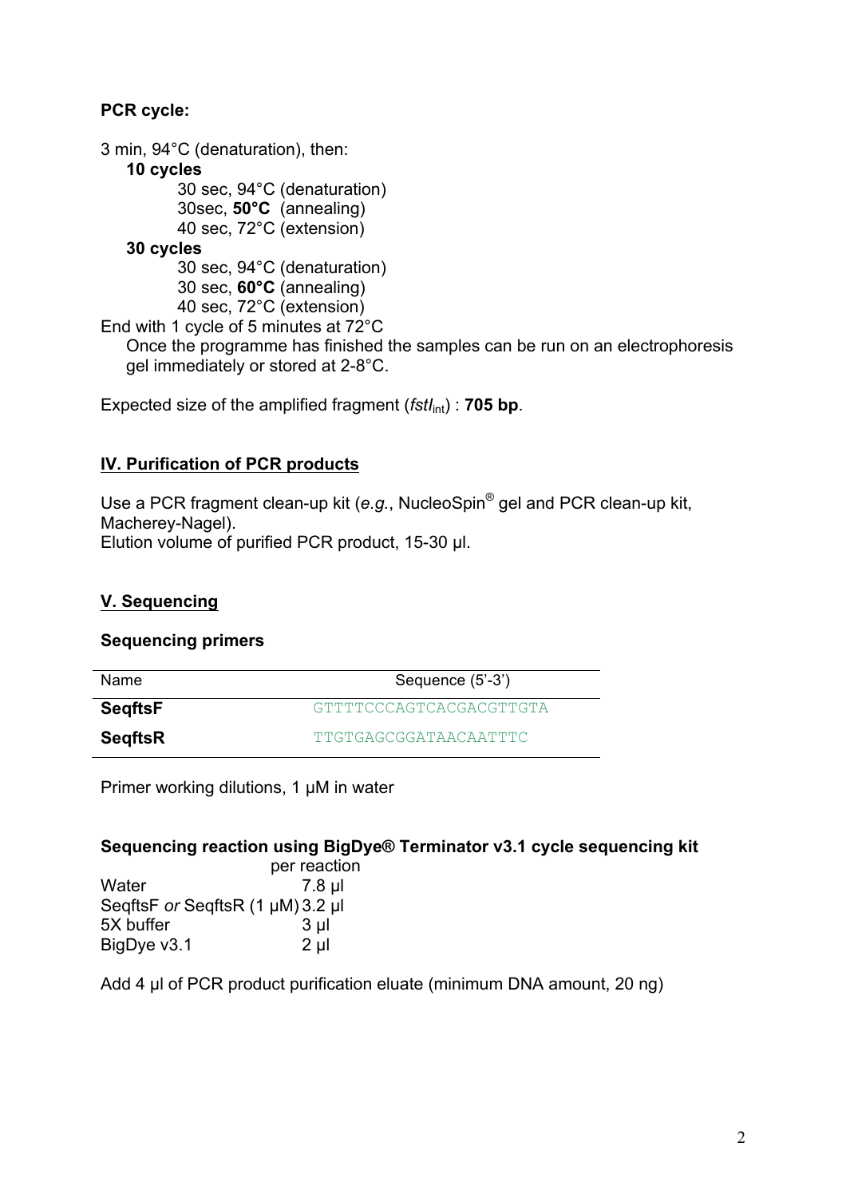**PCR cycle:**

3 min, 94°C (denaturation), then:

**10 cycles**

- 30 sec, 94°C (denaturation)
- 30sec, **50°C** (annealing)
- 40 sec, 72°C (extension)

**30 cycles**

- 30 sec, 94°C (denaturation)
- 30 sec, **60°C** (annealing)
- 40 sec, 72°C (extension)

End with 1 cycle of 5 minutes at 72°C

Once the programme has finished the samples can be run on an electrophoresis gel immediately or stored at 2-8°C.

Expected size of the amplified fragment (*$fstI_{int}$*) : **705 bp**.

## IV. Purification of PCR products

Use a PCR fragment clean-up kit (*e.g.*, NucleoSpin® gel and PCR clean-up kit, Macherey-Nagel).
Elution volume of purified PCR product, 15-30 µl.

## V. Sequencing

### Sequencing primers

| Name | Sequence (5'-3') |
|---|---|
| **SeqftsF** | GTTTTCCCAGTCACGACGTTGTA |
| **SeqftsR** | TTGTGAGCGGATAACAATTTC |

Primer working dilutions, 1 µM in water

### Sequencing reaction using BigDye® Terminator v3.1 cycle sequencing kit

| | per reaction |
|---|---|
| Water | 7.8 µl |
| SeqftsF *or* SeqftsR (1 µM) | 3.2 µl |
| 5X buffer | 3 µl |
| BigDye v3.1 | 2 µl |

Add 4 µl of PCR product purification eluate (minimum DNA amount, 20 ng)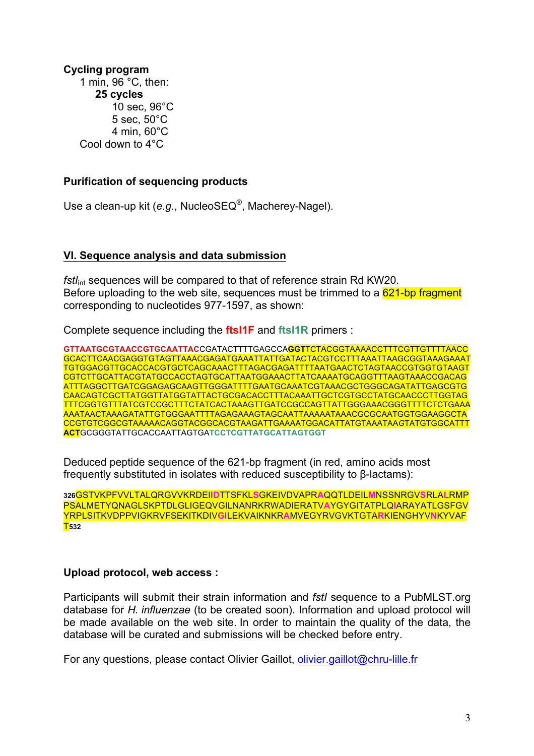**Cycling program**

1 min, 96 °C, then:

**25 cycles**

10 sec, 96°C

5 sec, 50°C

4 min, 60°C

Cool down to 4°C

**Purification of sequencing products**

Use a clean-up kit (*e.g.*, NucleoSEQ®, Macherey-Nagel).

## VI. Sequence analysis and data submission

*fstI*$_{int}$ sequences will be compared to that of reference strain Rd KW20.
Before uploading to the web site, sequences must be trimmed to a 621-bp fragment corresponding to nucleotides 977-1597, as shown:

Complete sequence including the **ftsI1F** and **ftsI1R** primers :

**GTTAATGCGTAACCGTGCAATTAC**CGATACTTTTGAGCCA**GGT**TCTACGGTAAAACCTTTCGTTGTTTTAACC
GCACTTCAACGAGGTGTAGTTAAACGAGATGAAATTATTGATACTACGTCCTTTAAATTAAGCGGTAAAGAAAT
TGTGGACGTTGCACCACGTGCTCAGCAAACTTTAGACGAGATTTTAATGAACTCTAGTAACCGTGGTGTAAGT
CGTCTTGCATTACGTATGCCACCTAGTGCATTAATGGAAACTTATCAAAATGCAGGTTTAAGTAAACCGACAG
ATTTAGGCTTGATCGGAGAGCAAGTTGGGATTTTGAATGCAAATCGTAAACGCTGGGCAGATATTGAGCGTG
CAACAGTCGCTTATGGTTATGGTATTACTGCGACACCTTTACAAATTGCTCGTGCCTATGCAACCCTTGGTAG
TTTCGGTGTTTATCGTCCGCTTTCTATCACTAAAGTTGATCCGCCAGTTATTGGGAAACGGGTTTTCTCTGAAA
AAATAACTAAAGATATTGTGGGAATTTTAGAGAAAGTAGCAATTAAAAATAAACGCGCAATGGTGGAAGGCTA
CCGTGTCGGCGTAAAAACAGGTACGGCACGTAAGATTGAAAATGGACATTATGTAAATAAGTATGTGGCATTT
**ACT**GCGGGTATTGCACCAATTAGTGA**TCCTCGTTATGCATTAGTGGT**

Deduced peptide sequence of the 621-bp fragment (in red, amino acids most frequently substituted in isolates with reduced susceptibility to β-lactams):

**326**GSTVKPFVVLTALQRGVVKRDEII**D**TTSFKL**S**GKEIVDVAPR**A**QQTLDEIL**M**NSSNRGV**S**RLA**L**RMP
PSALMETYQNAGLSKPTDLGLIGEQVGILNANRKRWADIERATV**A**YGYGITATPLQ**I**ARAYATLGSFGV
YRPLSITKVDPPVIGKRVFSEKITKDIV**G**ILEKVAIKNKR**A**MVEGYRVGVKTGTA**R**KIENGHYV**N**KYVAF
T**532**

**Upload protocol, web access :**

Participants will submit their strain information and *fstI* sequence to a PubMLST.org database for *H. influenzae* (to be created soon). Information and upload protocol will be made available on the web site. In order to maintain the quality of the data, the database will be curated and submissions will be checked before entry.

For any questions, please contact Olivier Gaillot, olivier.gaillot@chru-lille.fr